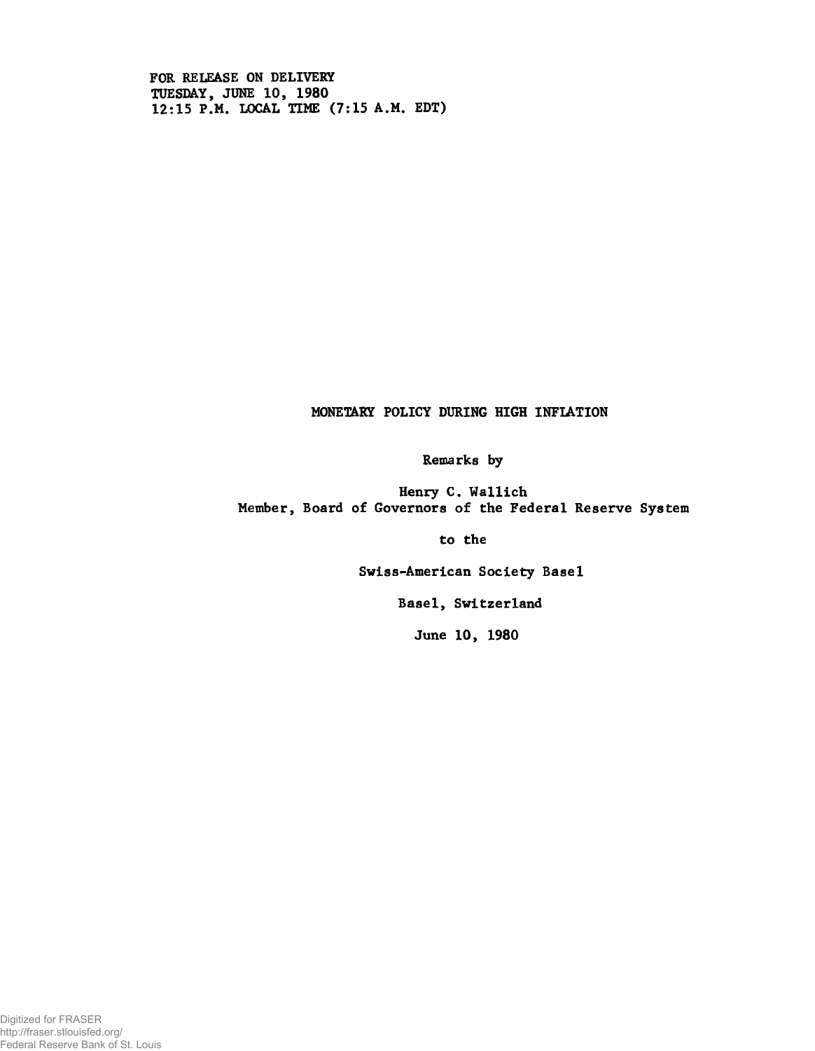FOR RELEASE ON DELIVERY
TUESDAY, JUNE 10, 1980
12:15 P.M. LOCAL TIME (7:15 A.M. EDT)

# MONETARY POLICY DURING HIGH INFLATION

Remarks by

Henry C. Wallich
Member, Board of Governors of the Federal Reserve System

to the

Swiss-American Society Basel

Basel, Switzerland

June 10, 1980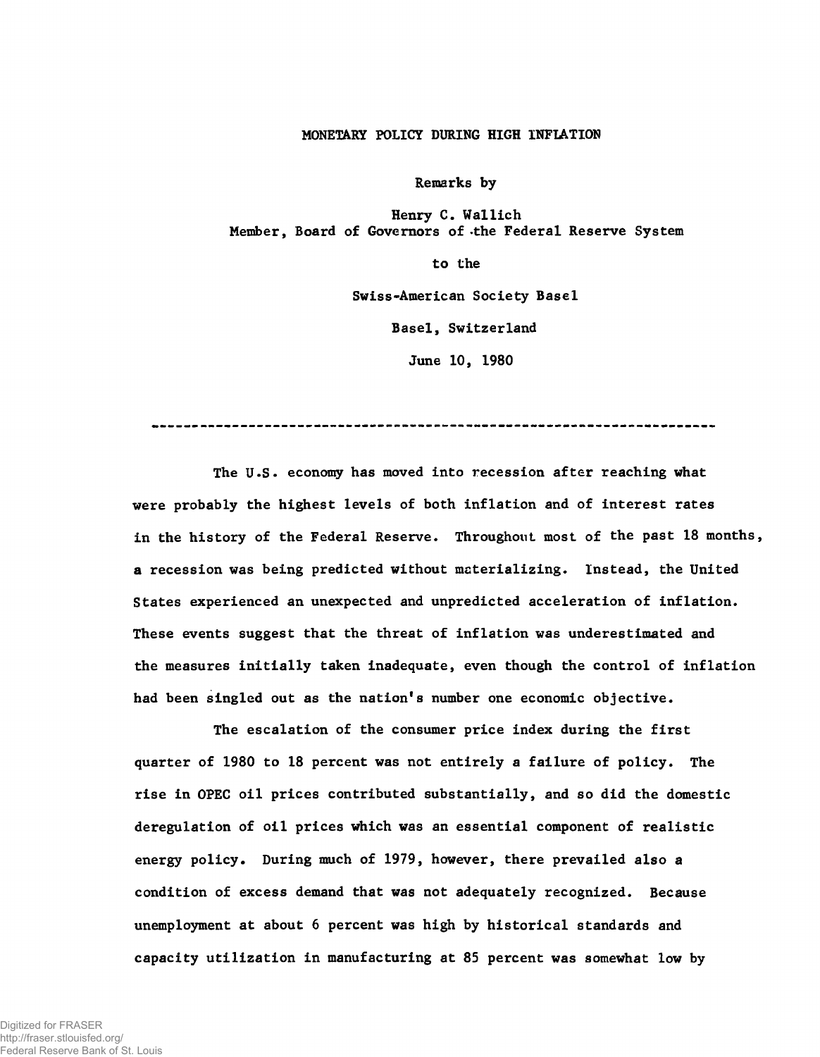# MONETARY POLICY DURING HIGH INFLATION

Remarks by

Henry C. Wallich
Member, Board of Governors of the Federal Reserve System

to the

Swiss-American Society Basel

Basel, Switzerland

June 10, 1980

---

The U.S. economy has moved into recession after reaching what were probably the highest levels of both inflation and of interest rates in the history of the Federal Reserve. Throughout most of the past 18 months, a recession was being predicted without materializing. Instead, the United States experienced an unexpected and unpredicted acceleration of inflation. These events suggest that the threat of inflation was underestimated and the measures initially taken inadequate, even though the control of inflation had been singled out as the nation's number one economic objective.

The escalation of the consumer price index during the first quarter of 1980 to 18 percent was not entirely a failure of policy. The rise in OPEC oil prices contributed substantially, and so did the domestic deregulation of oil prices which was an essential component of realistic energy policy. During much of 1979, however, there prevailed also a condition of excess demand that was not adequately recognized. Because unemployment at about 6 percent was high by historical standards and capacity utilization in manufacturing at 85 percent was somewhat low by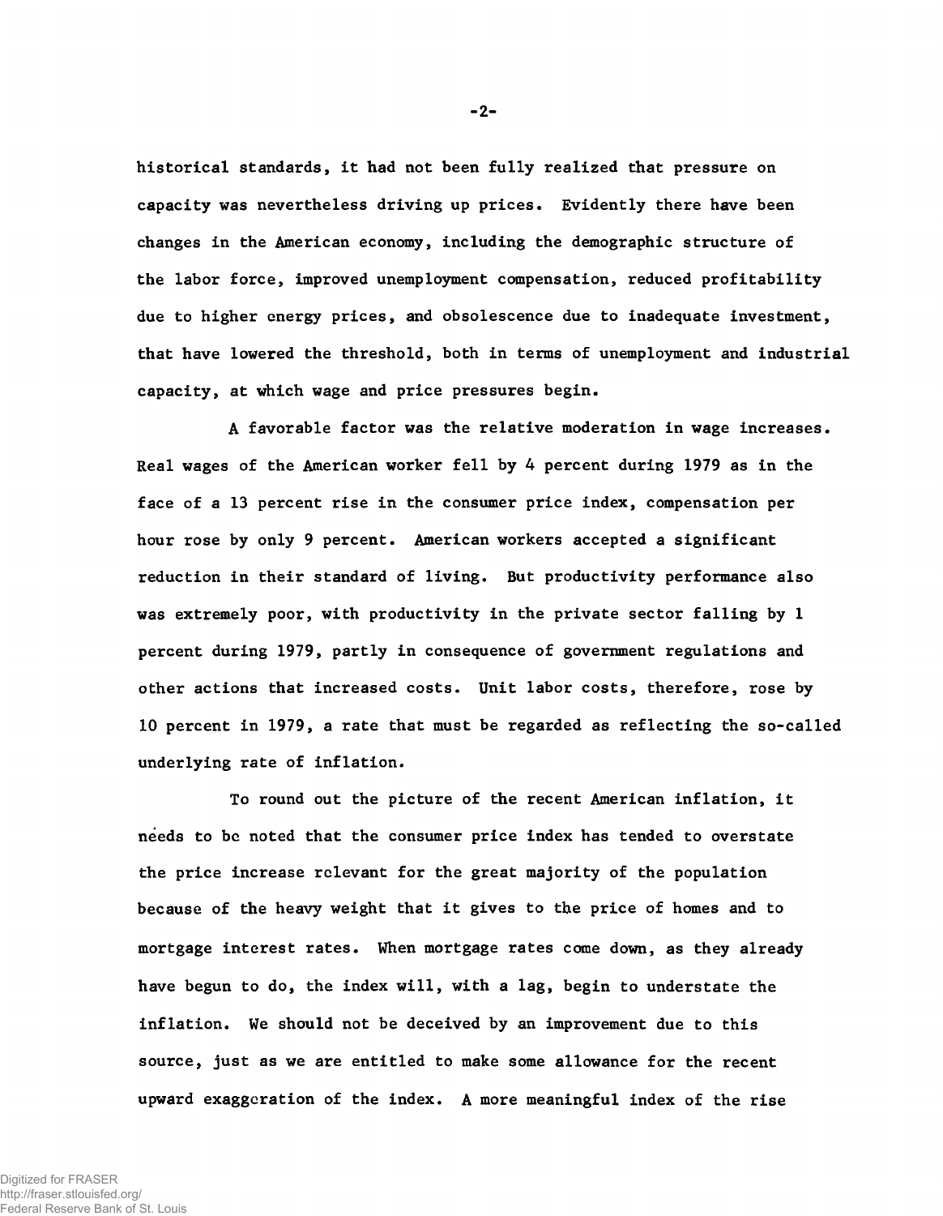historical standards, it had not been fully realized that pressure on capacity was nevertheless driving up prices. Evidently there have been changes in the American economy, including the demographic structure of the labor force, improved unemployment compensation, reduced profitability due to higher energy prices, and obsolescence due to inadequate investment, that have lowered the threshold, both in terms of unemployment and industrial capacity, at which wage and price pressures begin.

A favorable factor was the relative moderation in wage increases. Real wages of the American worker fell by 4 percent during 1979 as in the face of a 13 percent rise in the consumer price index, compensation per hour rose by only 9 percent. American workers accepted a significant reduction in their standard of living. But productivity performance also was extremely poor, with productivity in the private sector falling by 1 percent during 1979, partly in consequence of government regulations and other actions that increased costs. Unit labor costs, therefore, rose by 10 percent in 1979, a rate that must be regarded as reflecting the so-called underlying rate of inflation.

To round out the picture of the recent American inflation, it needs to be noted that the consumer price index has tended to overstate the price increase relevant for the great majority of the population because of the heavy weight that it gives to the price of homes and to mortgage interest rates. When mortgage rates come down, as they already have begun to do, the index will, with a lag, begin to understate the inflation. We should not be deceived by an improvement due to this source, just as we are entitled to make some allowance for the recent upward exaggeration of the index. A more meaningful index of the rise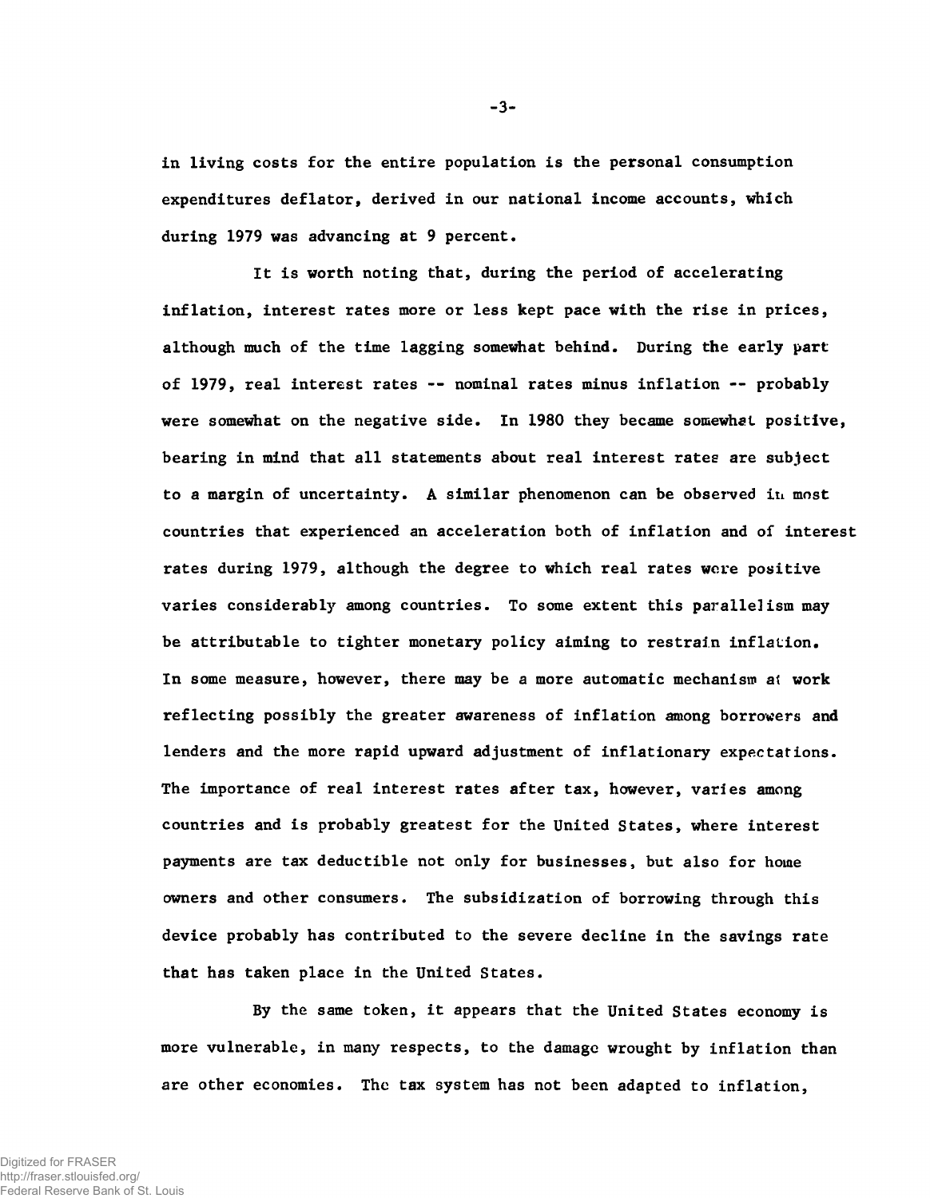in living costs for the entire population is the personal consumption expenditures deflator, derived in our national income accounts, which during 1979 was advancing at 9 percent.

It is worth noting that, during the period of accelerating inflation, interest rates more or less kept pace with the rise in prices, although much of the time lagging somewhat behind. During the early part of 1979, real interest rates -- nominal rates minus inflation -- probably were somewhat on the negative side. In 1980 they became somewhat positive, bearing in mind that all statements about real interest rates are subject to a margin of uncertainty. A similar phenomenon can be observed in most countries that experienced an acceleration both of inflation and of interest rates during 1979, although the degree to which real rates were positive varies considerably among countries. To some extent this parallelism may be attributable to tighter monetary policy aiming to restrain inflation. In some measure, however, there may be a more automatic mechanism at work reflecting possibly the greater awareness of inflation among borrowers and lenders and the more rapid upward adjustment of inflationary expectations. The importance of real interest rates after tax, however, varies among countries and is probably greatest for the United States, where interest payments are tax deductible not only for businesses, but also for home owners and other consumers. The subsidization of borrowing through this device probably has contributed to the severe decline in the savings rate that has taken place in the United States.

By the same token, it appears that the United States economy is more vulnerable, in many respects, to the damage wrought by inflation than are other economies. The tax system has not been adapted to inflation,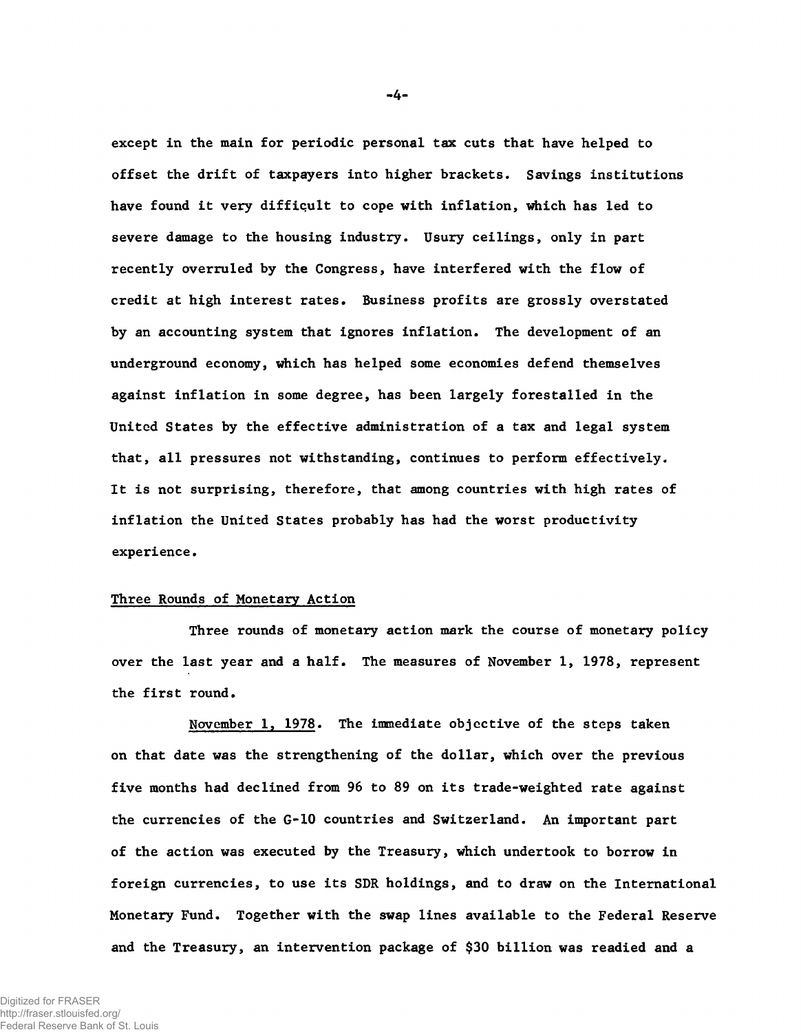except in the main for periodic personal tax cuts that have helped to offset the drift of taxpayers into higher brackets. Savings institutions have found it very difficult to cope with inflation, which has led to severe damage to the housing industry. Usury ceilings, only in part recently overruled by the Congress, have interfered with the flow of credit at high interest rates. Business profits are grossly overstated by an accounting system that ignores inflation. The development of an underground economy, which has helped some economies defend themselves against inflation in some degree, has been largely forestalled in the United States by the effective administration of a tax and legal system that, all pressures not withstanding, continues to perform effectively. It is not surprising, therefore, that among countries with high rates of inflation the United States probably has had the worst productivity experience.

## Three Rounds of Monetary Action

Three rounds of monetary action mark the course of monetary policy over the last year and a half. The measures of November 1, 1978, represent the first round.

November 1, 1978. The immediate objective of the steps taken on that date was the strengthening of the dollar, which over the previous five months had declined from 96 to 89 on its trade-weighted rate against the currencies of the G-10 countries and Switzerland. An important part of the action was executed by the Treasury, which undertook to borrow in foreign currencies, to use its SDR holdings, and to draw on the International Monetary Fund. Together with the swap lines available to the Federal Reserve and the Treasury, an intervention package of $30 billion was readied and a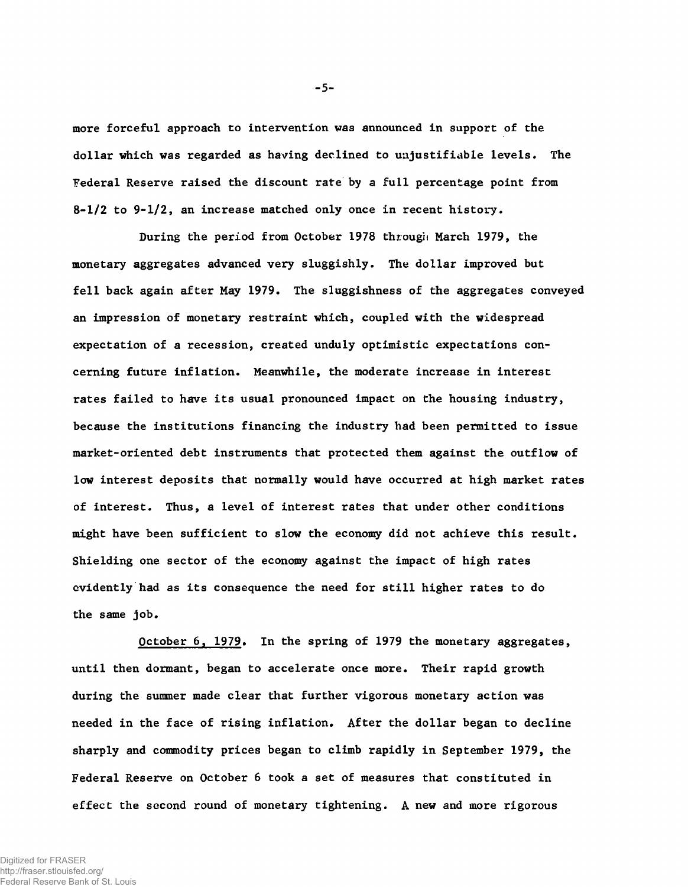more forceful approach to intervention was announced in support of the dollar which was regarded as having declined to unjustifiable levels. The Federal Reserve raised the discount rate by a full percentage point from 8-1/2 to 9-1/2, an increase matched only once in recent history.

During the period from October 1978 through March 1979, the monetary aggregates advanced very sluggishly. The dollar improved but fell back again after May 1979. The sluggishness of the aggregates conveyed an impression of monetary restraint which, coupled with the widespread expectation of a recession, created unduly optimistic expectations concerning future inflation. Meanwhile, the moderate increase in interest rates failed to have its usual pronounced impact on the housing industry, because the institutions financing the industry had been permitted to issue market-oriented debt instruments that protected them against the outflow of low interest deposits that normally would have occurred at high market rates of interest. Thus, a level of interest rates that under other conditions might have been sufficient to slow the economy did not achieve this result. Shielding one sector of the economy against the impact of high rates evidently had as its consequence the need for still higher rates to do the same job.

<u>October 6, 1979</u>. In the spring of 1979 the monetary aggregates, until then dormant, began to accelerate once more. Their rapid growth during the summer made clear that further vigorous monetary action was needed in the face of rising inflation. After the dollar began to decline sharply and commodity prices began to climb rapidly in September 1979, the Federal Reserve on October 6 took a set of measures that constituted in effect the second round of monetary tightening. A new and more rigorous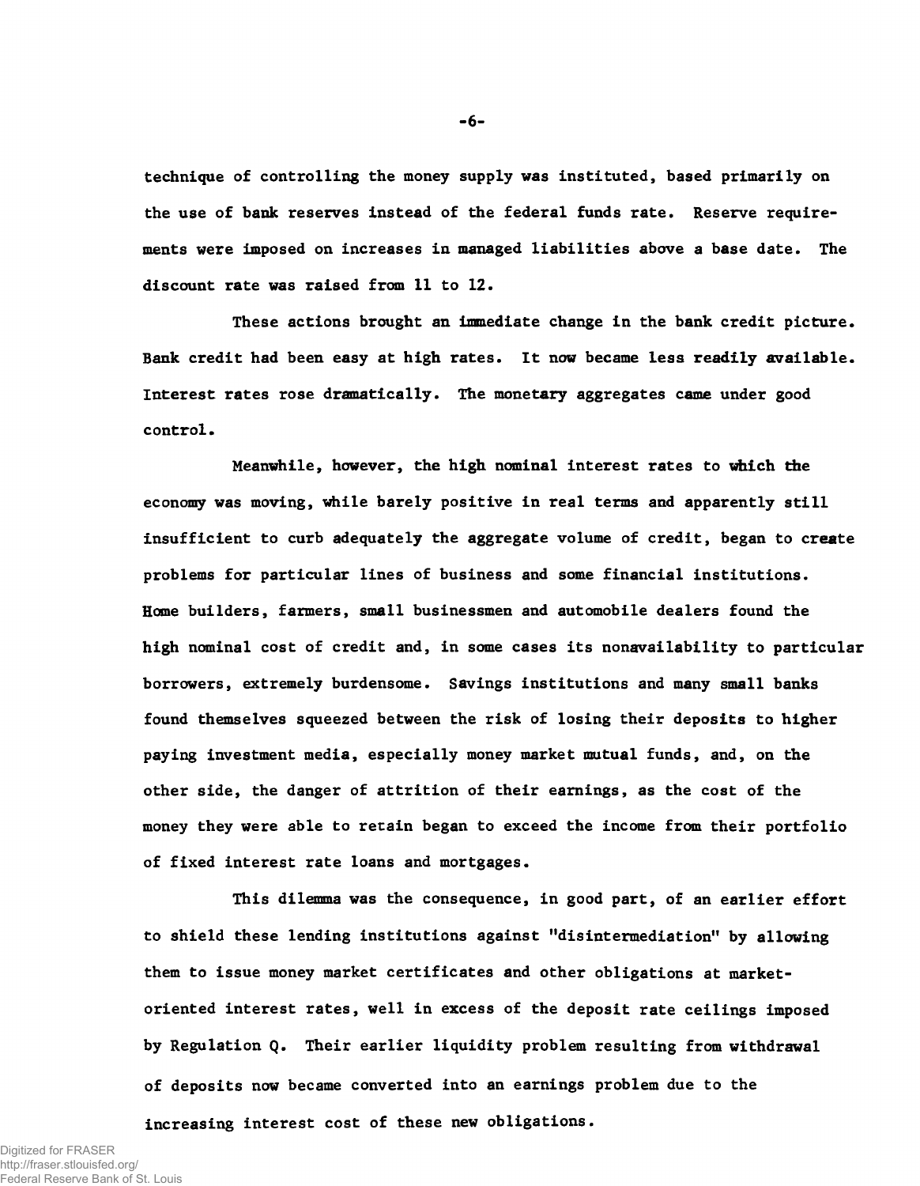technique of controlling the money supply was instituted, based primarily on the use of bank reserves instead of the federal funds rate. Reserve requirements were imposed on increases in managed liabilities above a base date. The discount rate was raised from 11 to 12.

These actions brought an immediate change in the bank credit picture. Bank credit had been easy at high rates. It now became less readily available. Interest rates rose dramatically. The monetary aggregates came under good control.

Meanwhile, however, the high nominal interest rates to which the economy was moving, while barely positive in real terms and apparently still insufficient to curb adequately the aggregate volume of credit, began to create problems for particular lines of business and some financial institutions. Home builders, farmers, small businessmen and automobile dealers found the high nominal cost of credit and, in some cases its nonavailability to particular borrowers, extremely burdensome. Savings institutions and many small banks found themselves squeezed between the risk of losing their deposits to higher paying investment media, especially money market mutual funds, and, on the other side, the danger of attrition of their earnings, as the cost of the money they were able to retain began to exceed the income from their portfolio of fixed interest rate loans and mortgages.

This dilemma was the consequence, in good part, of an earlier effort to shield these lending institutions against "disintermediation" by allowing them to issue money market certificates and other obligations at market-oriented interest rates, well in excess of the deposit rate ceilings imposed by Regulation Q. Their earlier liquidity problem resulting from withdrawal of deposits now became converted into an earnings problem due to the increasing interest cost of these new obligations.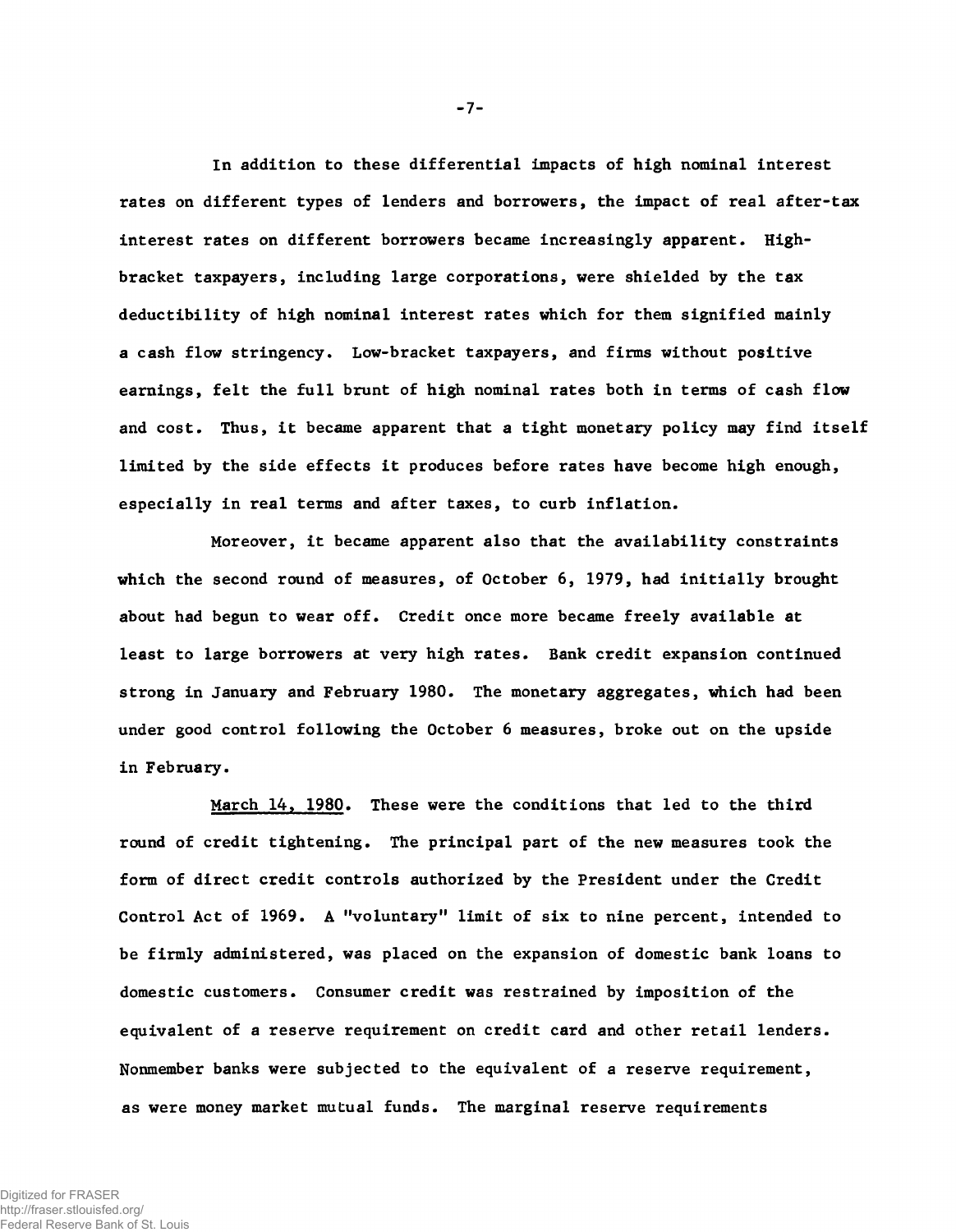In addition to these differential impacts of high nominal interest rates on different types of lenders and borrowers, the impact of real after-tax interest rates on different borrowers became increasingly apparent. High-bracket taxpayers, including large corporations, were shielded by the tax deductibility of high nominal interest rates which for them signified mainly a cash flow stringency. Low-bracket taxpayers, and firms without positive earnings, felt the full brunt of high nominal rates both in terms of cash flow and cost. Thus, it became apparent that a tight monetary policy may find itself limited by the side effects it produces before rates have become high enough, especially in real terms and after taxes, to curb inflation.

Moreover, it became apparent also that the availability constraints which the second round of measures, of October 6, 1979, had initially brought about had begun to wear off. Credit once more became freely available at least to large borrowers at very high rates. Bank credit expansion continued strong in January and February 1980. The monetary aggregates, which had been under good control following the October 6 measures, broke out on the upside in February.

March 14, 1980. These were the conditions that led to the third round of credit tightening. The principal part of the new measures took the form of direct credit controls authorized by the President under the Credit Control Act of 1969. A "voluntary" limit of six to nine percent, intended to be firmly administered, was placed on the expansion of domestic bank loans to domestic customers. Consumer credit was restrained by imposition of the equivalent of a reserve requirement on credit card and other retail lenders. Nonmember banks were subjected to the equivalent of a reserve requirement, as were money market mutual funds. The marginal reserve requirements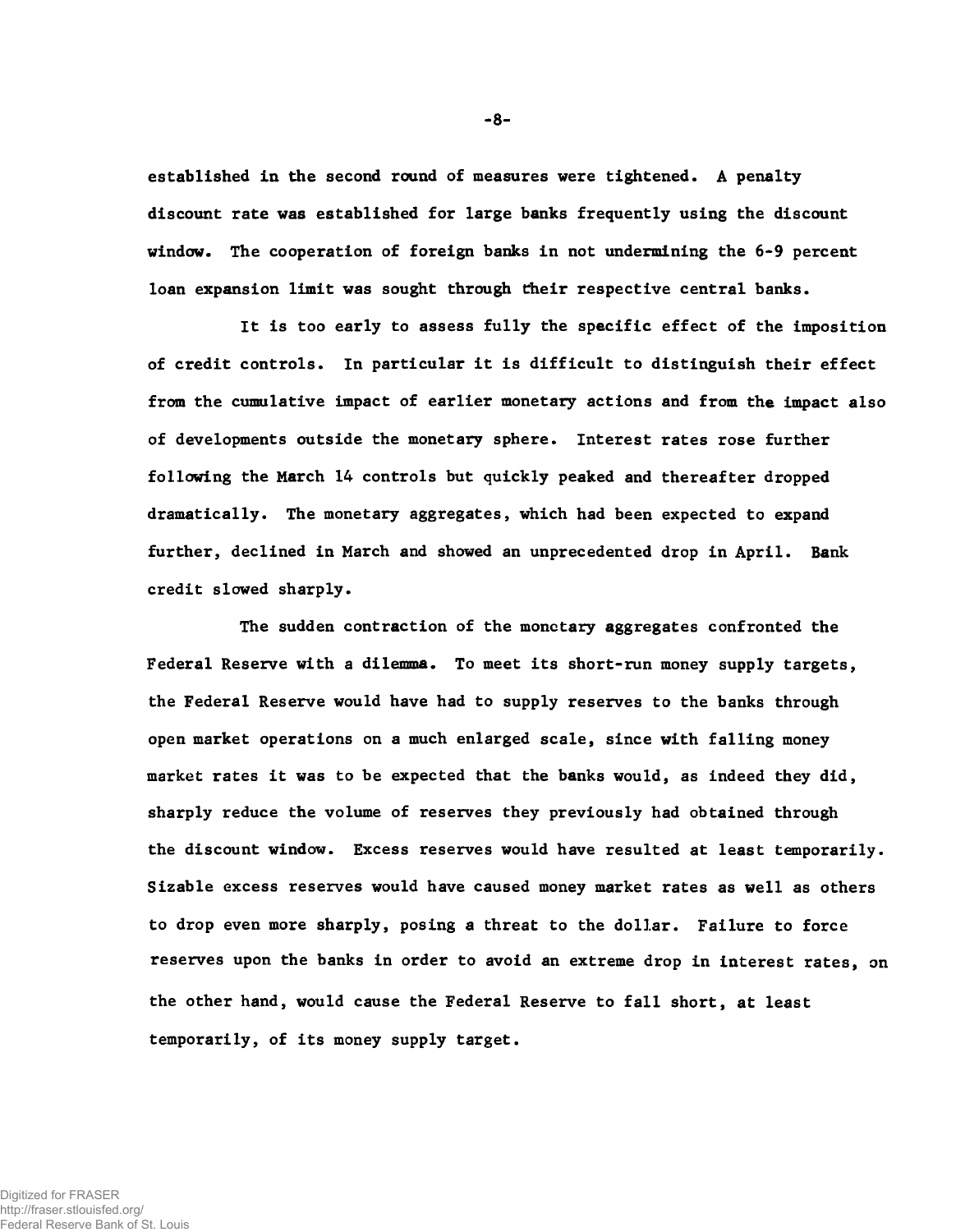established in the second round of measures were tightened. A penalty discount rate was established for large banks frequently using the discount window. The cooperation of foreign banks in not undermining the 6-9 percent loan expansion limit was sought through their respective central banks.

It is too early to assess fully the specific effect of the imposition of credit controls. In particular it is difficult to distinguish their effect from the cumulative impact of earlier monetary actions and from the impact also of developments outside the monetary sphere. Interest rates rose further following the March 14 controls but quickly peaked and thereafter dropped dramatically. The monetary aggregates, which had been expected to expand further, declined in March and showed an unprecedented drop in April. Bank credit slowed sharply.

The sudden contraction of the monetary aggregates confronted the Federal Reserve with a dilemma. To meet its short-run money supply targets, the Federal Reserve would have had to supply reserves to the banks through open market operations on a much enlarged scale, since with falling money market rates it was to be expected that the banks would, as indeed they did, sharply reduce the volume of reserves they previously had obtained through the discount window. Excess reserves would have resulted at least temporarily. Sizable excess reserves would have caused money market rates as well as others to drop even more sharply, posing a threat to the dollar. Failure to force reserves upon the banks in order to avoid an extreme drop in interest rates, on the other hand, would cause the Federal Reserve to fall short, at least temporarily, of its money supply target.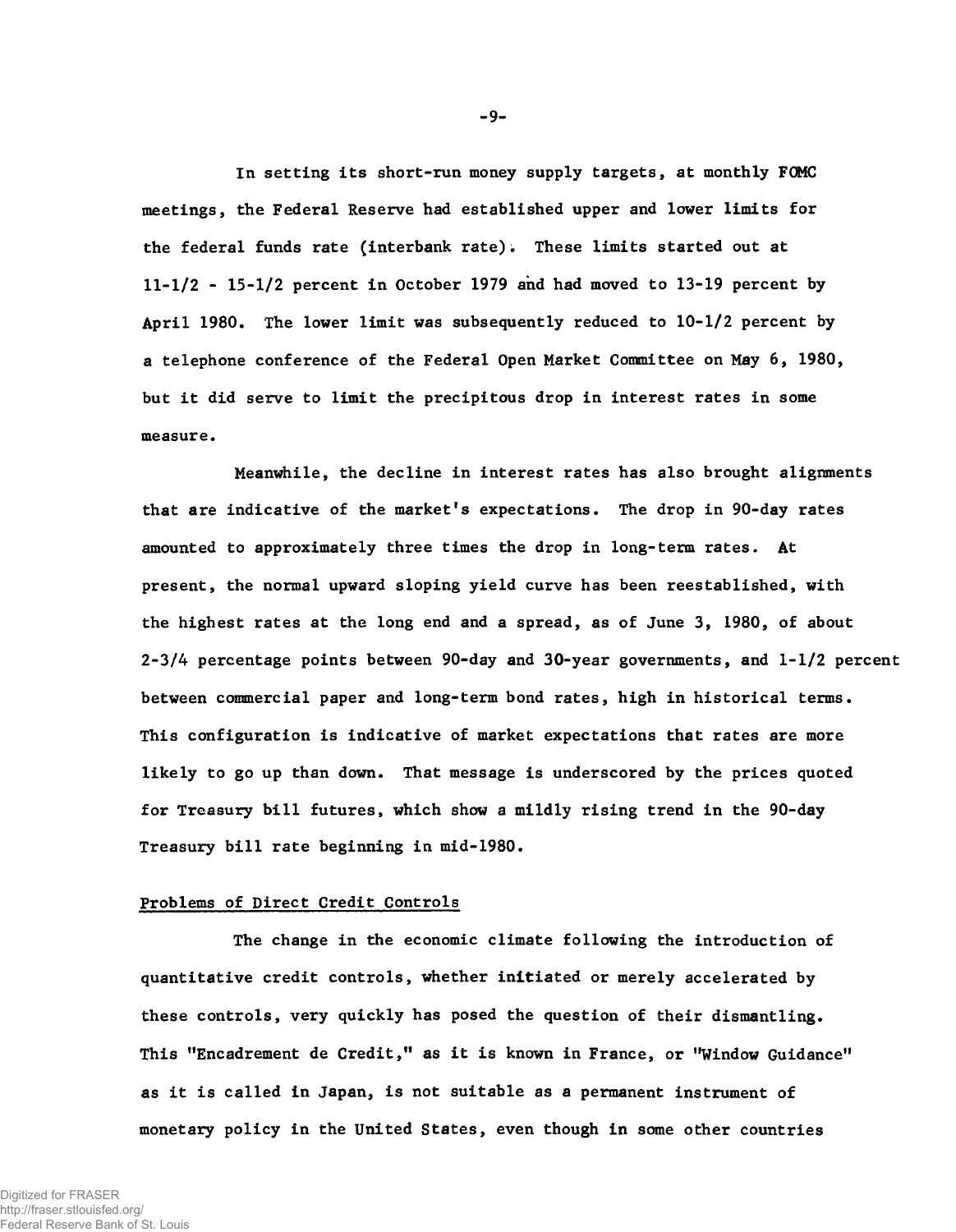In setting its short-run money supply targets, at monthly FOMC meetings, the Federal Reserve had established upper and lower limits for the federal funds rate (interbank rate). These limits started out at 11-1/2 - 15-1/2 percent in October 1979 and had moved to 13-19 percent by April 1980. The lower limit was subsequently reduced to 10-1/2 percent by a telephone conference of the Federal Open Market Committee on May 6, 1980, but it did serve to limit the precipitous drop in interest rates in some measure.

Meanwhile, the decline in interest rates has also brought alignments that are indicative of the market's expectations. The drop in 90-day rates amounted to approximately three times the drop in long-term rates. At present, the normal upward sloping yield curve has been reestablished, with the highest rates at the long end and a spread, as of June 3, 1980, of about 2-3/4 percentage points between 90-day and 30-year governments, and 1-1/2 percent between commercial paper and long-term bond rates, high in historical terms. This configuration is indicative of market expectations that rates are more likely to go up than down. That message is underscored by the prices quoted for Treasury bill futures, which show a mildly rising trend in the 90-day Treasury bill rate beginning in mid-1980.

## Problems of Direct Credit Controls

The change in the economic climate following the introduction of quantitative credit controls, whether initiated or merely accelerated by these controls, very quickly has posed the question of their dismantling. This "Encadrement de Credit," as it is known in France, or "Window Guidance" as it is called in Japan, is not suitable as a permanent instrument of monetary policy in the United States, even though in some other countries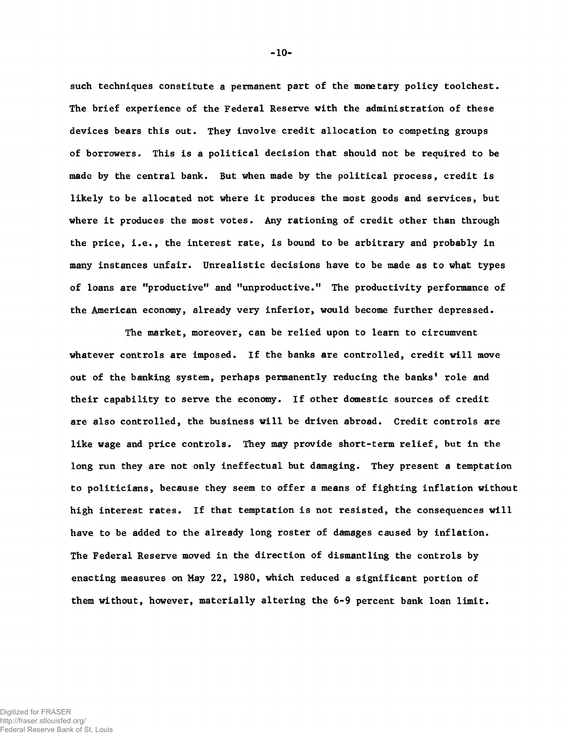such techniques constitute a permanent part of the monetary policy toolchest. The brief experience of the Federal Reserve with the administration of these devices bears this out. They involve credit allocation to competing groups of borrowers. This is a political decision that should not be required to be made by the central bank. But when made by the political process, credit is likely to be allocated not where it produces the most goods and services, but where it produces the most votes. Any rationing of credit other than through the price, i.e., the interest rate, is bound to be arbitrary and probably in many instances unfair. Unrealistic decisions have to be made as to what types of loans are "productive" and "unproductive." The productivity performance of the American economy, already very inferior, would become further depressed.

The market, moreover, can be relied upon to learn to circumvent whatever controls are imposed. If the banks are controlled, credit will move out of the banking system, perhaps permanently reducing the banks' role and their capability to serve the economy. If other domestic sources of credit are also controlled, the business will be driven abroad. Credit controls are like wage and price controls. They may provide short-term relief, but in the long run they are not only ineffectual but damaging. They present a temptation to politicians, because they seem to offer a means of fighting inflation without high interest rates. If that temptation is not resisted, the consequences will have to be added to the already long roster of damages caused by inflation. The Federal Reserve moved in the direction of dismantling the controls by enacting measures on May 22, 1980, which reduced a significant portion of them without, however, materially altering the 6-9 percent bank loan limit.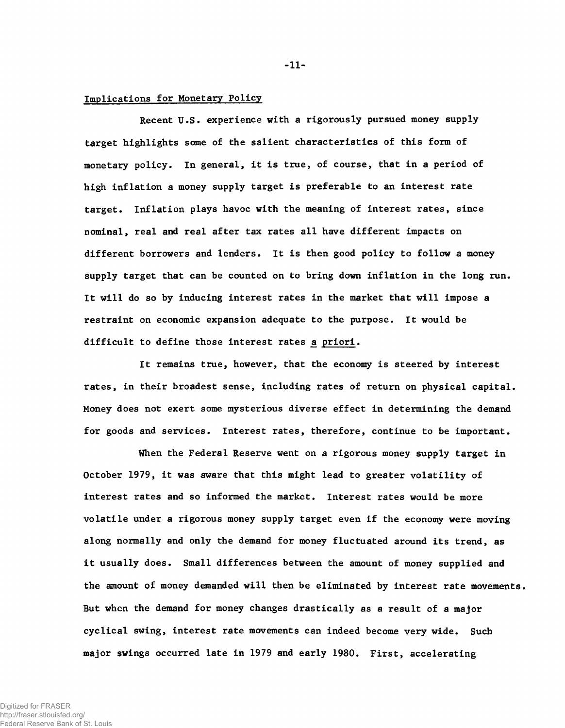## Implications for Monetary Policy

Recent U.S. experience with a rigorously pursued money supply target highlights some of the salient characteristics of this form of monetary policy. In general, it is true, of course, that in a period of high inflation a money supply target is preferable to an interest rate target. Inflation plays havoc with the meaning of interest rates, since nominal, real and real after tax rates all have different impacts on different borrowers and lenders. It is then good policy to follow a money supply target that can be counted on to bring down inflation in the long run. It will do so by inducing interest rates in the market that will impose a restraint on economic expansion adequate to the purpose. It would be difficult to define those interest rates *a priori*.

It remains true, however, that the economy is steered by interest rates, in their broadest sense, including rates of return on physical capital. Money does not exert some mysterious diverse effect in determining the demand for goods and services. Interest rates, therefore, continue to be important.

When the Federal Reserve went on a rigorous money supply target in October 1979, it was aware that this might lead to greater volatility of interest rates and so informed the market. Interest rates would be more volatile under a rigorous money supply target even if the economy were moving along normally and only the demand for money fluctuated around its trend, as it usually does. Small differences between the amount of money supplied and the amount of money demanded will then be eliminated by interest rate movements. But when the demand for money changes drastically as a result of a major cyclical swing, interest rate movements can indeed become very wide. Such major swings occurred late in 1979 and early 1980. First, accelerating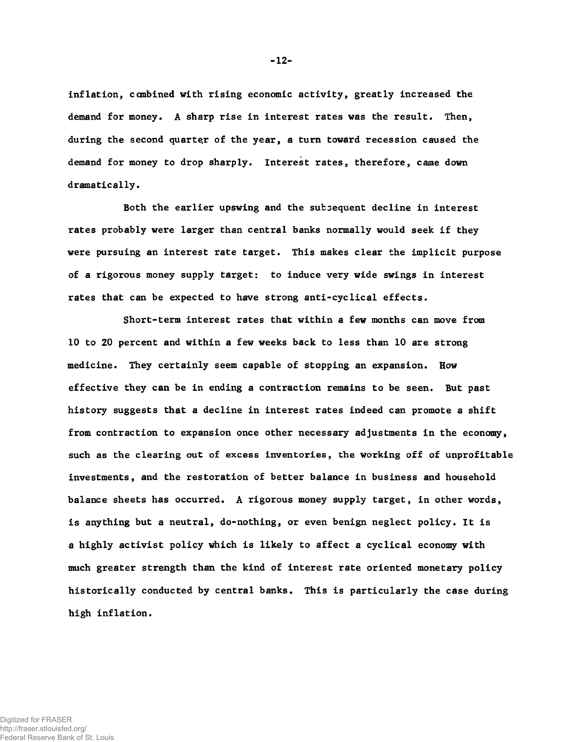inflation, combined with rising economic activity, greatly increased the demand for money. A sharp rise in interest rates was the result. Then, during the second quarter of the year, a turn toward recession caused the demand for money to drop sharply. Interest rates, therefore, came down dramatically.

Both the earlier upswing and the subsequent decline in interest rates probably were larger than central banks normally would seek if they were pursuing an interest rate target. This makes clear the implicit purpose of a rigorous money supply target: to induce very wide swings in interest rates that can be expected to have strong anti-cyclical effects.

Short-term interest rates that within a few months can move from 10 to 20 percent and within a few weeks back to less than 10 are strong medicine. They certainly seem capable of stopping an expansion. How effective they can be in ending a contraction remains to be seen. But past history suggests that a decline in interest rates indeed can promote a shift from contraction to expansion once other necessary adjustments in the economy, such as the clearing out of excess inventories, the working off of unprofitable investments, and the restoration of better balance in business and household balance sheets has occurred. A rigorous money supply target, in other words, is anything but a neutral, do-nothing, or even benign neglect policy. It is a highly activist policy which is likely to affect a cyclical economy with much greater strength than the kind of interest rate oriented monetary policy historically conducted by central banks. This is particularly the case during high inflation.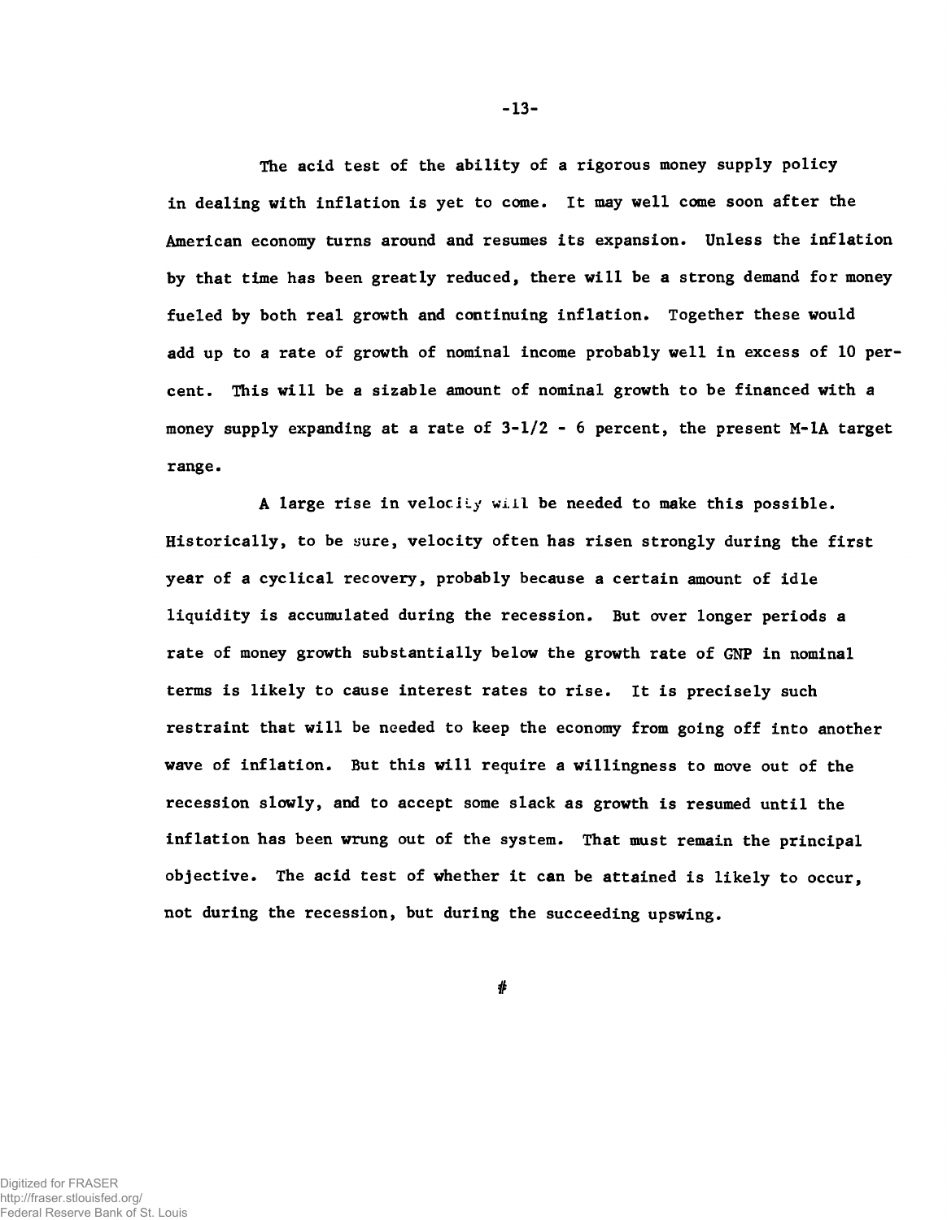The acid test of the ability of a rigorous money supply policy in dealing with inflation is yet to come. It may well come soon after the American economy turns around and resumes its expansion. Unless the inflation by that time has been greatly reduced, there will be a strong demand for money fueled by both real growth and continuing inflation. Together these would add up to a rate of growth of nominal income probably well in excess of 10 percent. This will be a sizable amount of nominal growth to be financed with a money supply expanding at a rate of 3-1/2 - 6 percent, the present M-1A target range.

A large rise in velocity will be needed to make this possible. Historically, to be sure, velocity often has risen strongly during the first year of a cyclical recovery, probably because a certain amount of idle liquidity is accumulated during the recession. But over longer periods a rate of money growth substantially below the growth rate of GNP in nominal terms is likely to cause interest rates to rise. It is precisely such restraint that will be needed to keep the economy from going off into another wave of inflation. But this will require a willingness to move out of the recession slowly, and to accept some slack as growth is resumed until the inflation has been wrung out of the system. That must remain the principal objective. The acid test of whether it can be attained is likely to occur, not during the recession, but during the succeeding upswing.

#